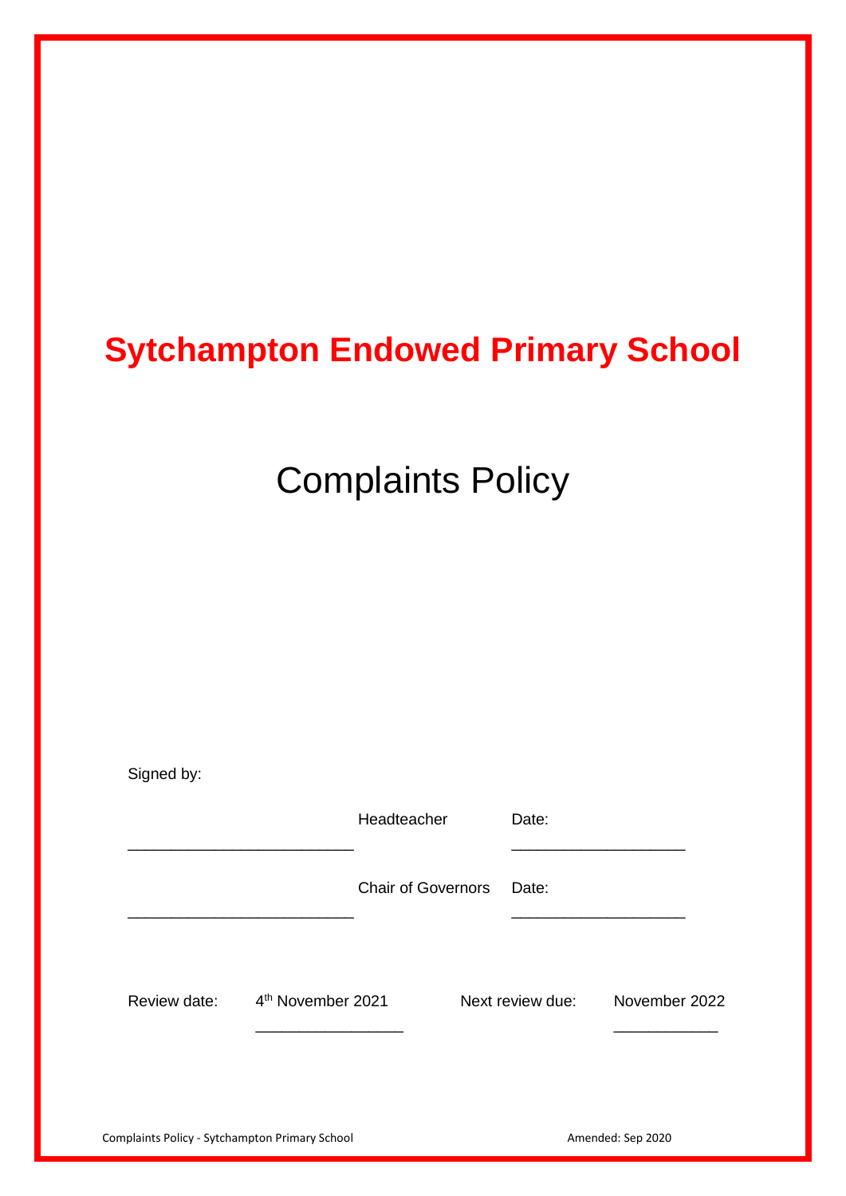# Sytchampton Endowed Primary School

## Complaints Policy

Signed by:

_________________________ Headteacher Date: ___________________

_________________________ Chair of Governors Date: ___________________

Review date: 4th November 2021 Next review due: November 2022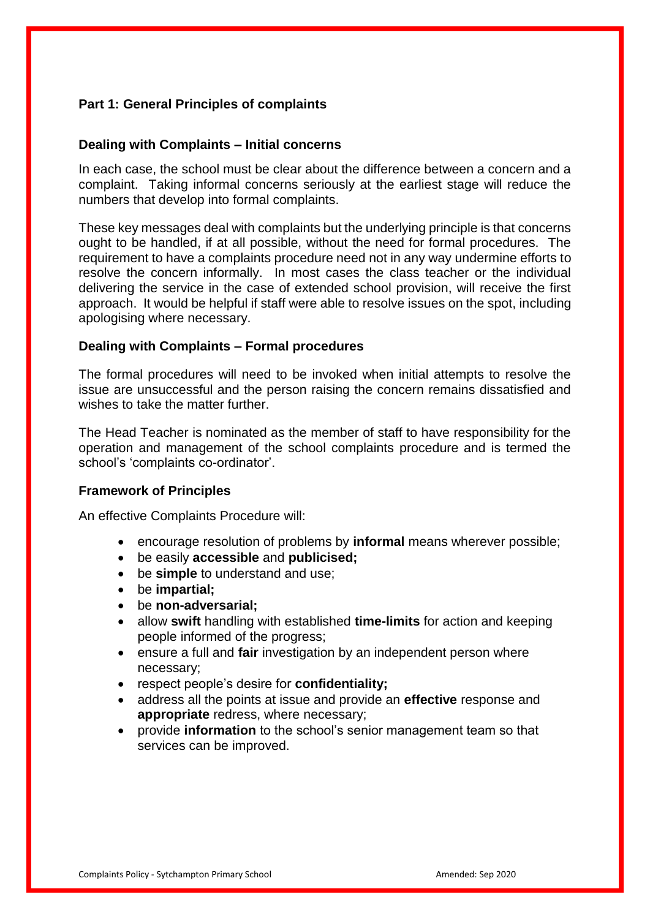## Part 1: General Principles of complaints

### Dealing with Complaints – Initial concerns

In each case, the school must be clear about the difference between a concern and a complaint. Taking informal concerns seriously at the earliest stage will reduce the numbers that develop into formal complaints.

These key messages deal with complaints but the underlying principle is that concerns ought to be handled, if at all possible, without the need for formal procedures. The requirement to have a complaints procedure need not in any way undermine efforts to resolve the concern informally. In most cases the class teacher or the individual delivering the service in the case of extended school provision, will receive the first approach. It would be helpful if staff were able to resolve issues on the spot, including apologising where necessary.

### Dealing with Complaints – Formal procedures

The formal procedures will need to be invoked when initial attempts to resolve the issue are unsuccessful and the person raising the concern remains dissatisfied and wishes to take the matter further.

The Head Teacher is nominated as the member of staff to have responsibility for the operation and management of the school complaints procedure and is termed the school's 'complaints co-ordinator'.

### Framework of Principles

An effective Complaints Procedure will:

- encourage resolution of problems by **informal** means wherever possible;
- be easily **accessible** and **publicised;**
- be **simple** to understand and use;
- be **impartial;**
- be **non-adversarial;**
- allow **swift** handling with established **time-limits** for action and keeping people informed of the progress;
- ensure a full and **fair** investigation by an independent person where necessary;
- respect people's desire for **confidentiality;**
- address all the points at issue and provide an **effective** response and **appropriate** redress, where necessary;
- provide **information** to the school's senior management team so that services can be improved.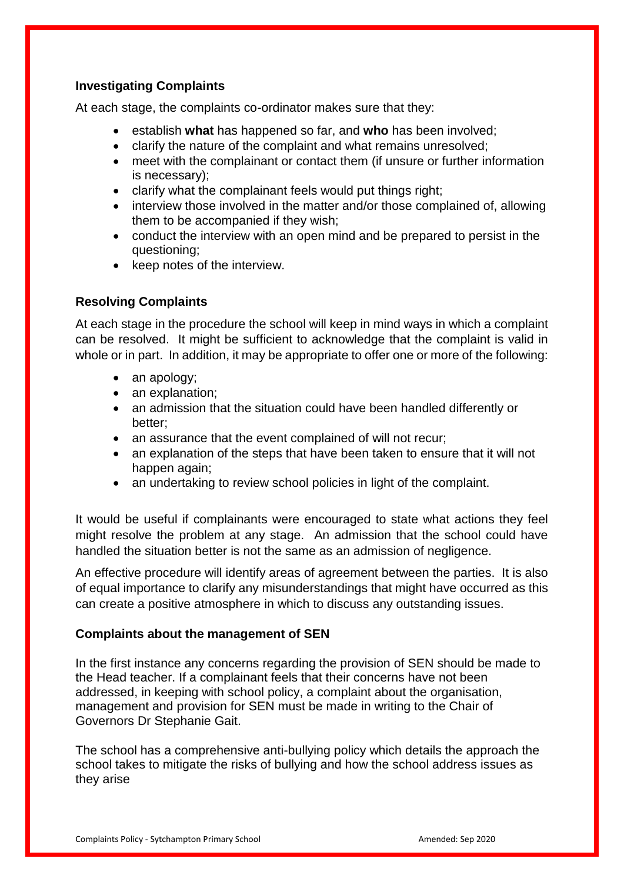### Investigating Complaints

At each stage, the complaints co-ordinator makes sure that they:

- establish **what** has happened so far, and **who** has been involved;
- clarify the nature of the complaint and what remains unresolved;
- meet with the complainant or contact them (if unsure or further information is necessary);
- clarify what the complainant feels would put things right;
- interview those involved in the matter and/or those complained of, allowing them to be accompanied if they wish;
- conduct the interview with an open mind and be prepared to persist in the questioning;
- keep notes of the interview.

### Resolving Complaints

At each stage in the procedure the school will keep in mind ways in which a complaint can be resolved. It might be sufficient to acknowledge that the complaint is valid in whole or in part. In addition, it may be appropriate to offer one or more of the following:

- an apology;
- an explanation;
- an admission that the situation could have been handled differently or better;
- an assurance that the event complained of will not recur;
- an explanation of the steps that have been taken to ensure that it will not happen again;
- an undertaking to review school policies in light of the complaint.

It would be useful if complainants were encouraged to state what actions they feel might resolve the problem at any stage. An admission that the school could have handled the situation better is not the same as an admission of negligence.

An effective procedure will identify areas of agreement between the parties. It is also of equal importance to clarify any misunderstandings that might have occurred as this can create a positive atmosphere in which to discuss any outstanding issues.

### Complaints about the management of SEN

In the first instance any concerns regarding the provision of SEN should be made to the Head teacher. If a complainant feels that their concerns have not been addressed, in keeping with school policy, a complaint about the organisation, management and provision for SEN must be made in writing to the Chair of Governors Dr Stephanie Gait.

The school has a comprehensive anti-bullying policy which details the approach the school takes to mitigate the risks of bullying and how the school address issues as they arise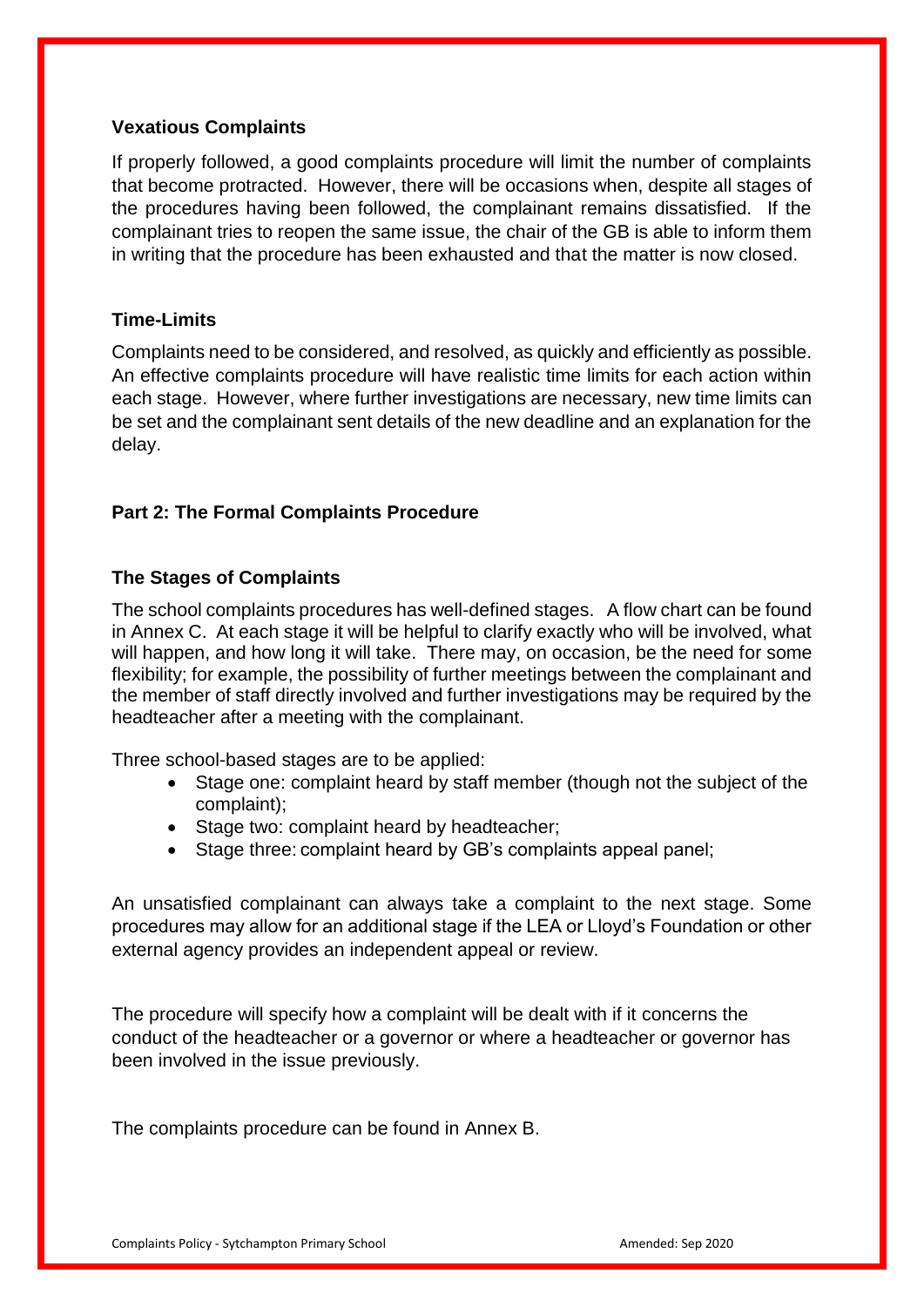### Vexatious Complaints

If properly followed, a good complaints procedure will limit the number of complaints that become protracted. However, there will be occasions when, despite all stages of the procedures having been followed, the complainant remains dissatisfied. If the complainant tries to reopen the same issue, the chair of the GB is able to inform them in writing that the procedure has been exhausted and that the matter is now closed.

### Time-Limits

Complaints need to be considered, and resolved, as quickly and efficiently as possible. An effective complaints procedure will have realistic time limits for each action within each stage. However, where further investigations are necessary, new time limits can be set and the complainant sent details of the new deadline and an explanation for the delay.

## Part 2: The Formal Complaints Procedure

### The Stages of Complaints

The school complaints procedures has well-defined stages. A flow chart can be found in Annex C. At each stage it will be helpful to clarify exactly who will be involved, what will happen, and how long it will take. There may, on occasion, be the need for some flexibility; for example, the possibility of further meetings between the complainant and the member of staff directly involved and further investigations may be required by the headteacher after a meeting with the complainant.

Three school-based stages are to be applied:

- Stage one: complaint heard by staff member (though not the subject of the complaint);
- Stage two: complaint heard by headteacher;
- Stage three: complaint heard by GB's complaints appeal panel;

An unsatisfied complainant can always take a complaint to the next stage. Some procedures may allow for an additional stage if the LEA or Lloyd's Foundation or other external agency provides an independent appeal or review.

The procedure will specify how a complaint will be dealt with if it concerns the conduct of the headteacher or a governor or where a headteacher or governor has been involved in the issue previously.

The complaints procedure can be found in Annex B.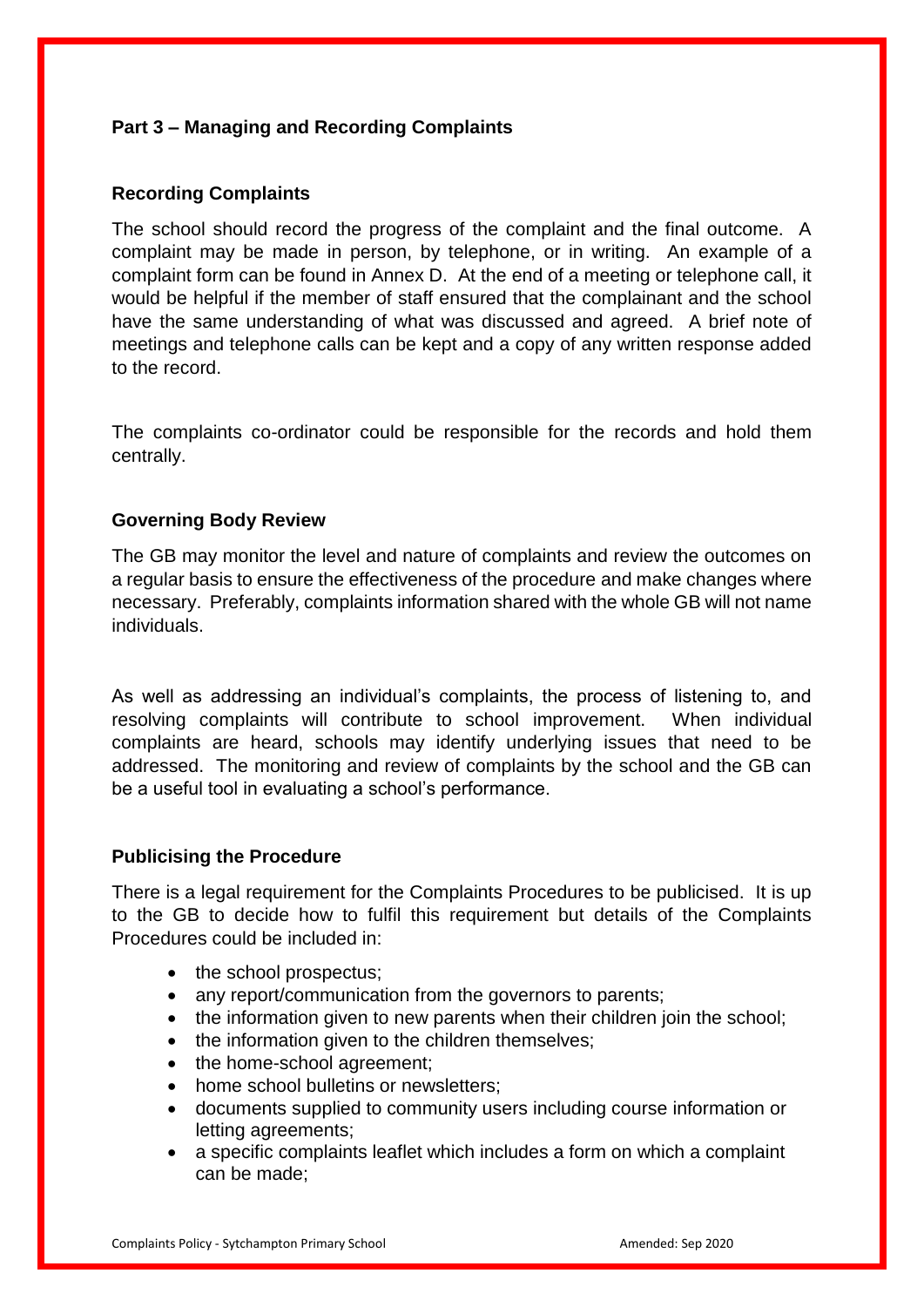**Part 3 – Managing and Recording Complaints**

**Recording Complaints**

The school should record the progress of the complaint and the final outcome. A complaint may be made in person, by telephone, or in writing. An example of a complaint form can be found in Annex D. At the end of a meeting or telephone call, it would be helpful if the member of staff ensured that the complainant and the school have the same understanding of what was discussed and agreed. A brief note of meetings and telephone calls can be kept and a copy of any written response added to the record.

The complaints co-ordinator could be responsible for the records and hold them centrally.

**Governing Body Review**

The GB may monitor the level and nature of complaints and review the outcomes on a regular basis to ensure the effectiveness of the procedure and make changes where necessary. Preferably, complaints information shared with the whole GB will not name individuals.

As well as addressing an individual's complaints, the process of listening to, and resolving complaints will contribute to school improvement. When individual complaints are heard, schools may identify underlying issues that need to be addressed. The monitoring and review of complaints by the school and the GB can be a useful tool in evaluating a school's performance.

**Publicising the Procedure**

There is a legal requirement for the Complaints Procedures to be publicised. It is up to the GB to decide how to fulfil this requirement but details of the Complaints Procedures could be included in:

- the school prospectus;
- any report/communication from the governors to parents;
- the information given to new parents when their children join the school;
- the information given to the children themselves;
- the home-school agreement;
- home school bulletins or newsletters;
- documents supplied to community users including course information or letting agreements;
- a specific complaints leaflet which includes a form on which a complaint can be made;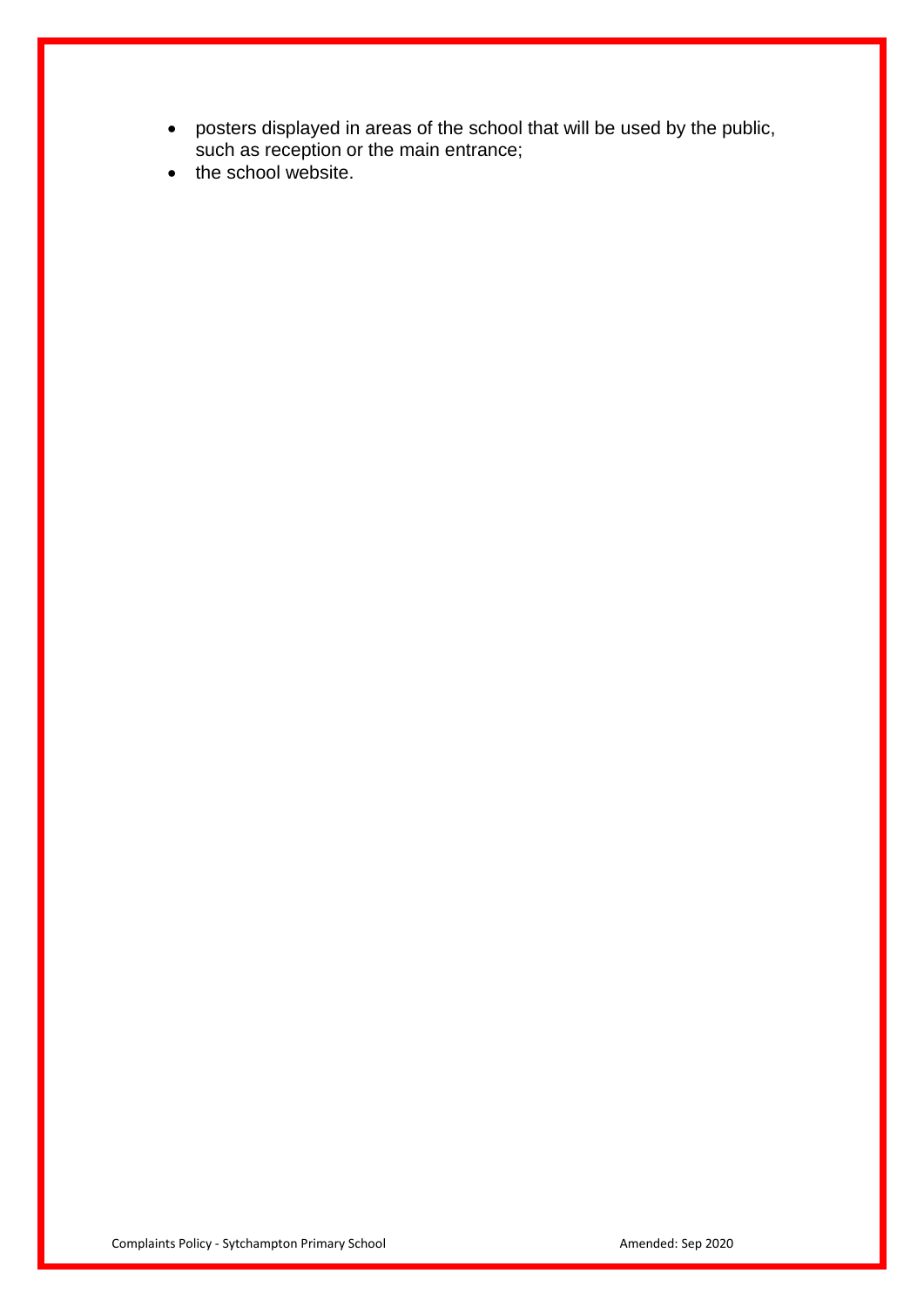- posters displayed in areas of the school that will be used by the public, such as reception or the main entrance;
- the school website.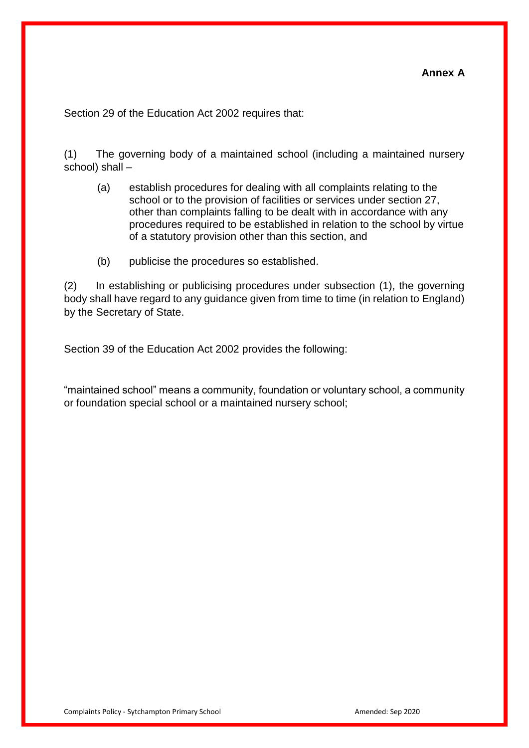**Annex A**

Section 29 of the Education Act 2002 requires that:

(1) The governing body of a maintained school (including a maintained nursery school) shall –

(a) establish procedures for dealing with all complaints relating to the school or to the provision of facilities or services under section 27, other than complaints falling to be dealt with in accordance with any procedures required to be established in relation to the school by virtue of a statutory provision other than this section, and

(b) publicise the procedures so established.

(2) In establishing or publicising procedures under subsection (1), the governing body shall have regard to any guidance given from time to time (in relation to England) by the Secretary of State.

Section 39 of the Education Act 2002 provides the following:

"maintained school" means a community, foundation or voluntary school, a community or foundation special school or a maintained nursery school;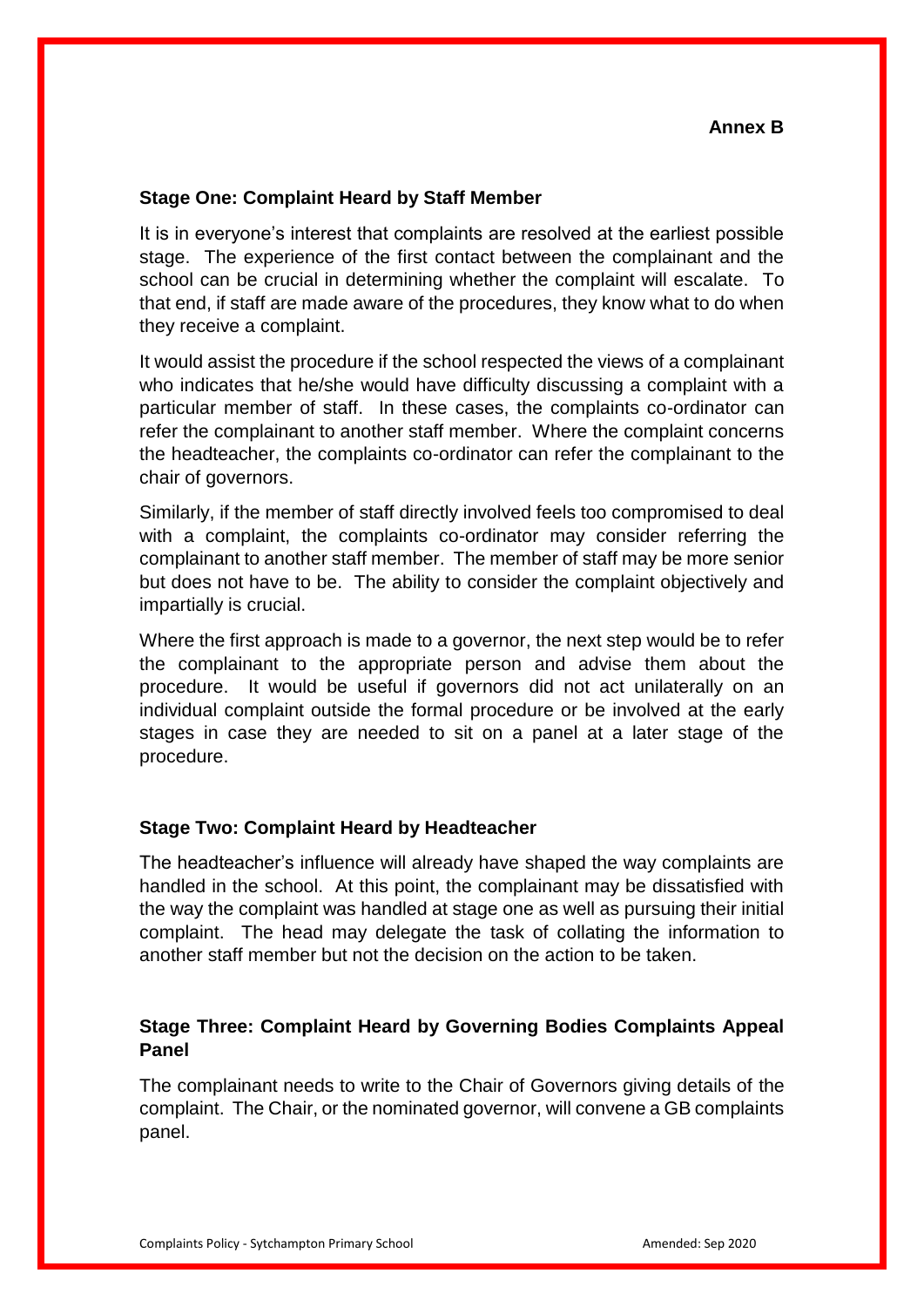**Annex B**

### Stage One: Complaint Heard by Staff Member

It is in everyone's interest that complaints are resolved at the earliest possible stage. The experience of the first contact between the complainant and the school can be crucial in determining whether the complaint will escalate. To that end, if staff are made aware of the procedures, they know what to do when they receive a complaint.

It would assist the procedure if the school respected the views of a complainant who indicates that he/she would have difficulty discussing a complaint with a particular member of staff. In these cases, the complaints co-ordinator can refer the complainant to another staff member. Where the complaint concerns the headteacher, the complaints co-ordinator can refer the complainant to the chair of governors.

Similarly, if the member of staff directly involved feels too compromised to deal with a complaint, the complaints co-ordinator may consider referring the complainant to another staff member. The member of staff may be more senior but does not have to be. The ability to consider the complaint objectively and impartially is crucial.

Where the first approach is made to a governor, the next step would be to refer the complainant to the appropriate person and advise them about the procedure. It would be useful if governors did not act unilaterally on an individual complaint outside the formal procedure or be involved at the early stages in case they are needed to sit on a panel at a later stage of the procedure.

### Stage Two: Complaint Heard by Headteacher

The headteacher's influence will already have shaped the way complaints are handled in the school. At this point, the complainant may be dissatisfied with the way the complaint was handled at stage one as well as pursuing their initial complaint. The head may delegate the task of collating the information to another staff member but not the decision on the action to be taken.

### Stage Three: Complaint Heard by Governing Bodies Complaints Appeal Panel

The complainant needs to write to the Chair of Governors giving details of the complaint. The Chair, or the nominated governor, will convene a GB complaints panel.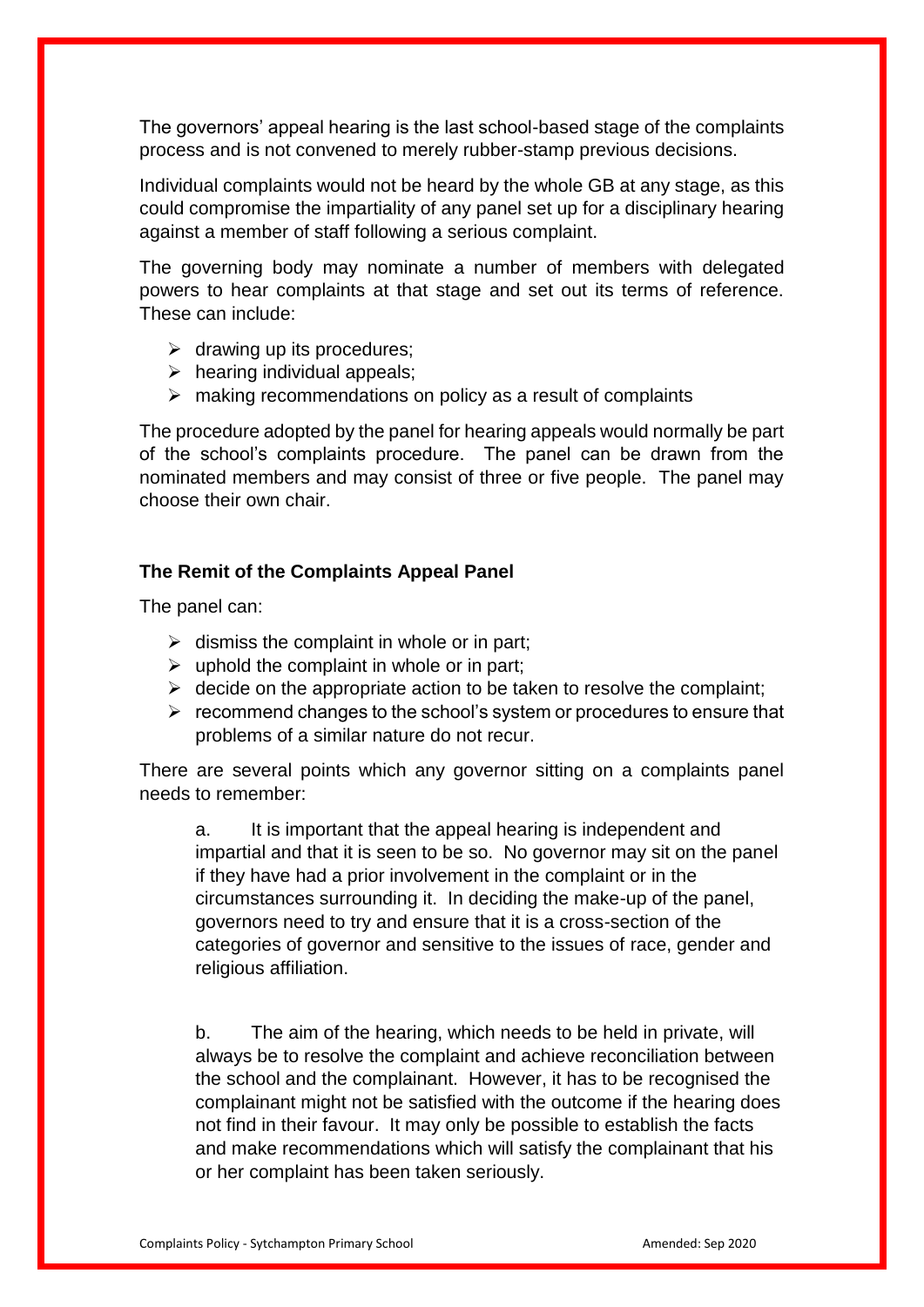The governors' appeal hearing is the last school-based stage of the complaints process and is not convened to merely rubber-stamp previous decisions.

Individual complaints would not be heard by the whole GB at any stage, as this could compromise the impartiality of any panel set up for a disciplinary hearing against a member of staff following a serious complaint.

The governing body may nominate a number of members with delegated powers to hear complaints at that stage and set out its terms of reference. These can include:

- drawing up its procedures;
- hearing individual appeals;
- making recommendations on policy as a result of complaints

The procedure adopted by the panel for hearing appeals would normally be part of the school's complaints procedure. The panel can be drawn from the nominated members and may consist of three or five people. The panel may choose their own chair.

**The Remit of the Complaints Appeal Panel**

The panel can:

- dismiss the complaint in whole or in part;
- uphold the complaint in whole or in part;
- decide on the appropriate action to be taken to resolve the complaint;
- recommend changes to the school's system or procedures to ensure that problems of a similar nature do not recur.

There are several points which any governor sitting on a complaints panel needs to remember:

a. It is important that the appeal hearing is independent and impartial and that it is seen to be so. No governor may sit on the panel if they have had a prior involvement in the complaint or in the circumstances surrounding it. In deciding the make-up of the panel, governors need to try and ensure that it is a cross-section of the categories of governor and sensitive to the issues of race, gender and religious affiliation.

b. The aim of the hearing, which needs to be held in private, will always be to resolve the complaint and achieve reconciliation between the school and the complainant. However, it has to be recognised the complainant might not be satisfied with the outcome if the hearing does not find in their favour. It may only be possible to establish the facts and make recommendations which will satisfy the complainant that his or her complaint has been taken seriously.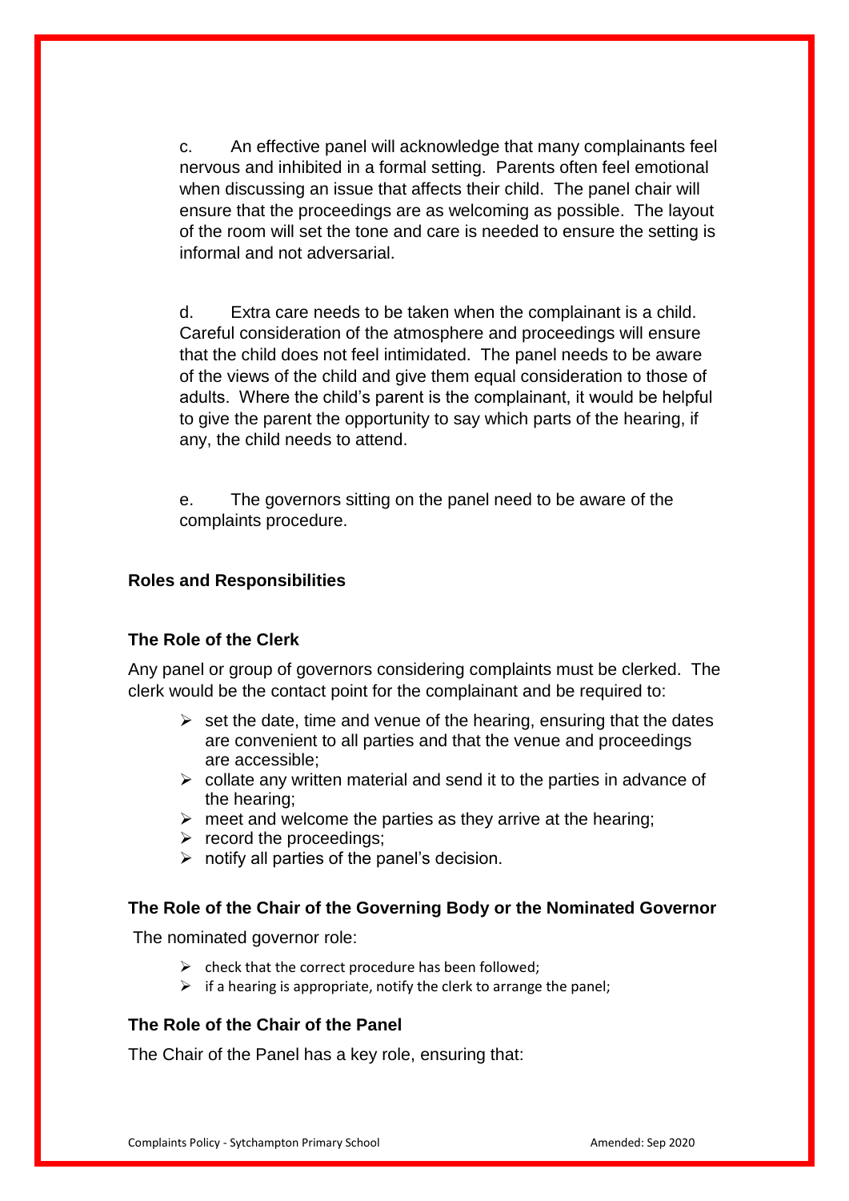c. An effective panel will acknowledge that many complainants feel nervous and inhibited in a formal setting. Parents often feel emotional when discussing an issue that affects their child. The panel chair will ensure that the proceedings are as welcoming as possible. The layout of the room will set the tone and care is needed to ensure the setting is informal and not adversarial.

d. Extra care needs to be taken when the complainant is a child. Careful consideration of the atmosphere and proceedings will ensure that the child does not feel intimidated. The panel needs to be aware of the views of the child and give them equal consideration to those of adults. Where the child's parent is the complainant, it would be helpful to give the parent the opportunity to say which parts of the hearing, if any, the child needs to attend.

e. The governors sitting on the panel need to be aware of the complaints procedure.

**Roles and Responsibilities**

**The Role of the Clerk**

Any panel or group of governors considering complaints must be clerked. The clerk would be the contact point for the complainant and be required to:

- set the date, time and venue of the hearing, ensuring that the dates are convenient to all parties and that the venue and proceedings are accessible;
- collate any written material and send it to the parties in advance of the hearing;
- meet and welcome the parties as they arrive at the hearing;
- record the proceedings;
- notify all parties of the panel's decision.

**The Role of the Chair of the Governing Body or the Nominated Governor**

The nominated governor role:

- check that the correct procedure has been followed;
- if a hearing is appropriate, notify the clerk to arrange the panel;

**The Role of the Chair of the Panel**

The Chair of the Panel has a key role, ensuring that: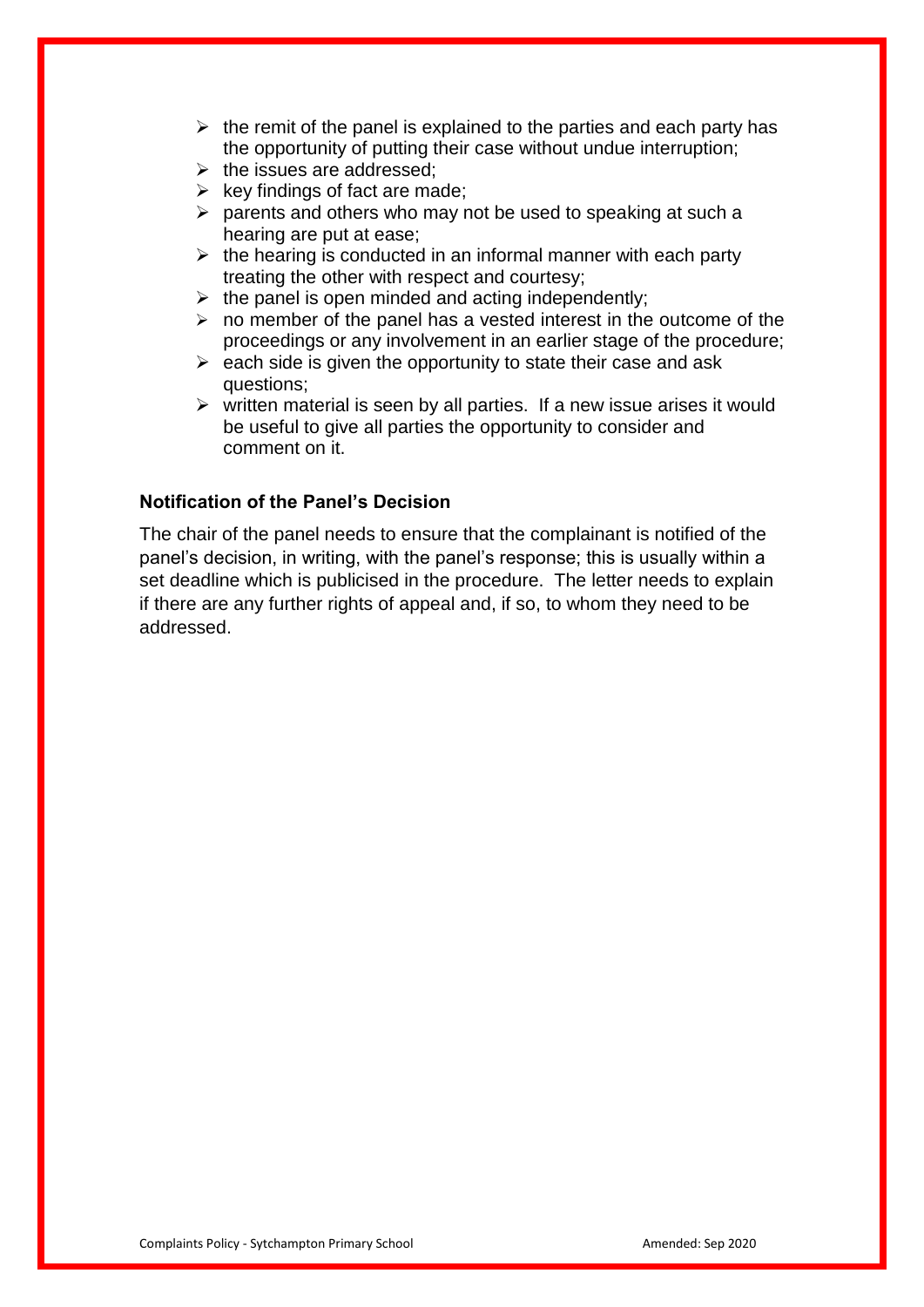- the remit of the panel is explained to the parties and each party has the opportunity of putting their case without undue interruption;
- the issues are addressed;
- key findings of fact are made;
- parents and others who may not be used to speaking at such a hearing are put at ease;
- the hearing is conducted in an informal manner with each party treating the other with respect and courtesy;
- the panel is open minded and acting independently;
- no member of the panel has a vested interest in the outcome of the proceedings or any involvement in an earlier stage of the procedure;
- each side is given the opportunity to state their case and ask questions;
- written material is seen by all parties. If a new issue arises it would be useful to give all parties the opportunity to consider and comment on it.

**Notification of the Panel's Decision**

The chair of the panel needs to ensure that the complainant is notified of the panel's decision, in writing, with the panel's response; this is usually within a set deadline which is publicised in the procedure. The letter needs to explain if there are any further rights of appeal and, if so, to whom they need to be addressed.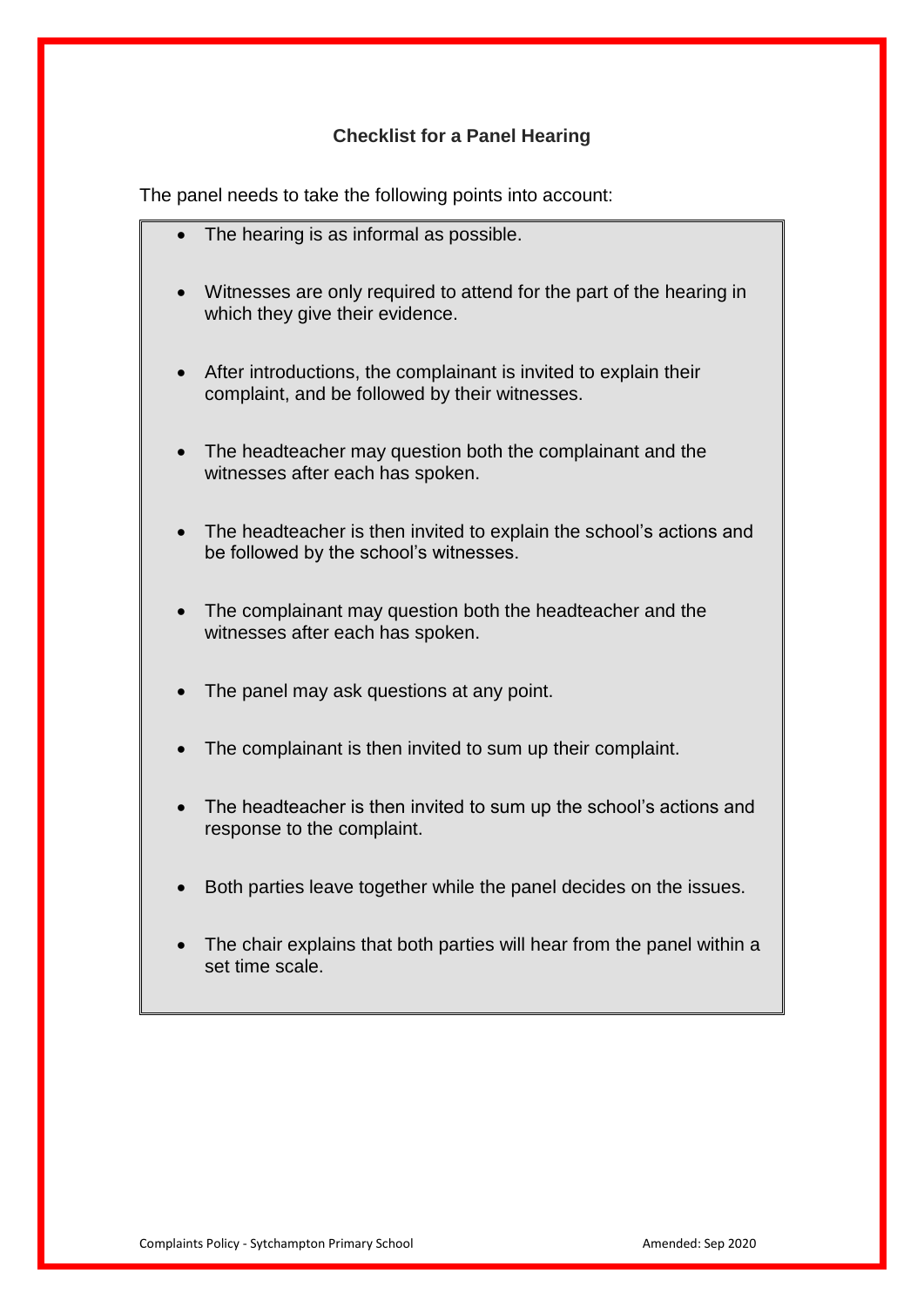## Checklist for a Panel Hearing

The panel needs to take the following points into account:

- The hearing is as informal as possible.
- Witnesses are only required to attend for the part of the hearing in which they give their evidence.
- After introductions, the complainant is invited to explain their complaint, and be followed by their witnesses.
- The headteacher may question both the complainant and the witnesses after each has spoken.
- The headteacher is then invited to explain the school's actions and be followed by the school's witnesses.
- The complainant may question both the headteacher and the witnesses after each has spoken.
- The panel may ask questions at any point.
- The complainant is then invited to sum up their complaint.
- The headteacher is then invited to sum up the school's actions and response to the complaint.
- Both parties leave together while the panel decides on the issues.
- The chair explains that both parties will hear from the panel within a set time scale.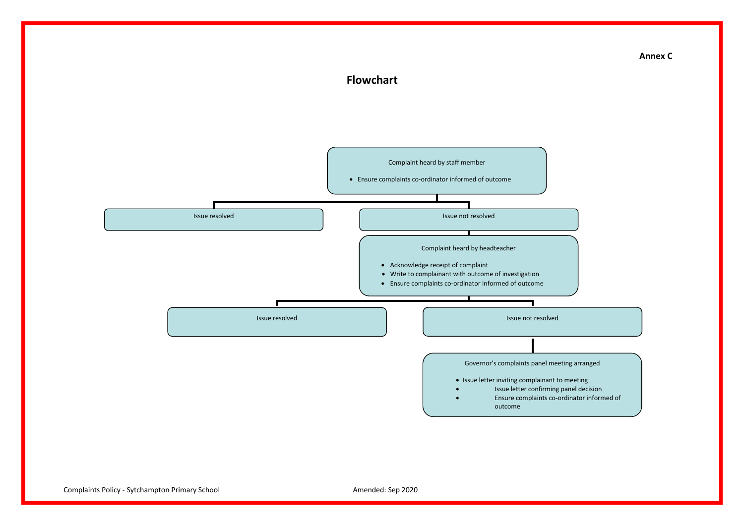**Annex C**

# Flowchart

**Complaint heard by staff member**

- Ensure complaints co-ordinator informed of outcome

→ Issue resolved

→ Issue not resolved

**Complaint heard by headteacher**

- Acknowledge receipt of complaint
- Write to complainant with outcome of investigation
- Ensure complaints co-ordinator informed of outcome

→ Issue resolved

→ Issue not resolved

**Governor's complaints panel meeting arranged**

- Issue letter inviting complainant to meeting
- Issue letter confirming panel decision
- Ensure complaints co-ordinator informed of outcome

Complaints Policy - Sytchampton Primary School

Amended: Sep 2020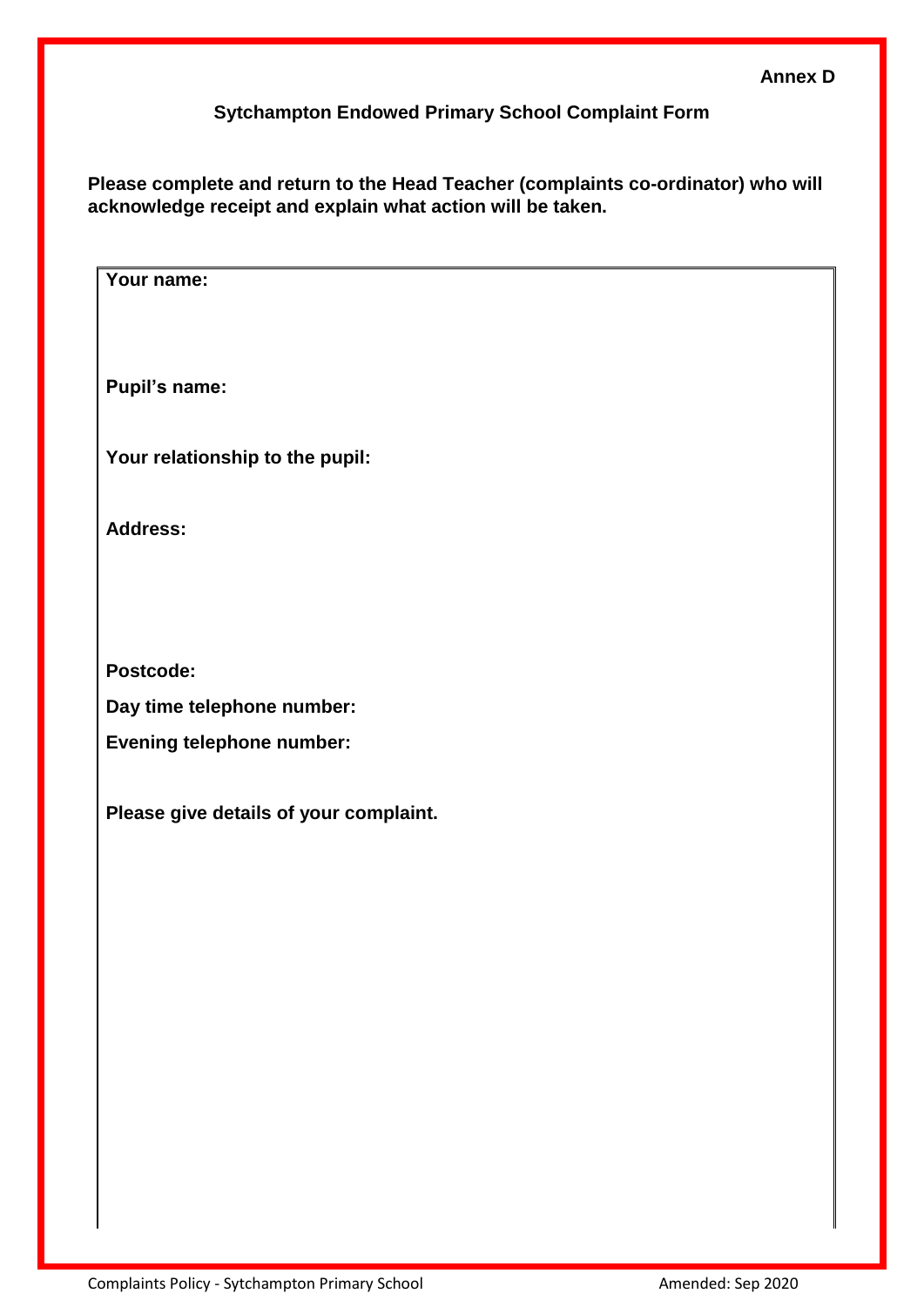**Annex D**

## Sytchampton Endowed Primary School Complaint Form

**Please complete and return to the Head Teacher (complaints co-ordinator) who will acknowledge receipt and explain what action will be taken.**

**Your name:**

**Pupil's name:**

**Your relationship to the pupil:**

**Address:**

**Postcode:**

**Day time telephone number:**

**Evening telephone number:**

**Please give details of your complaint.**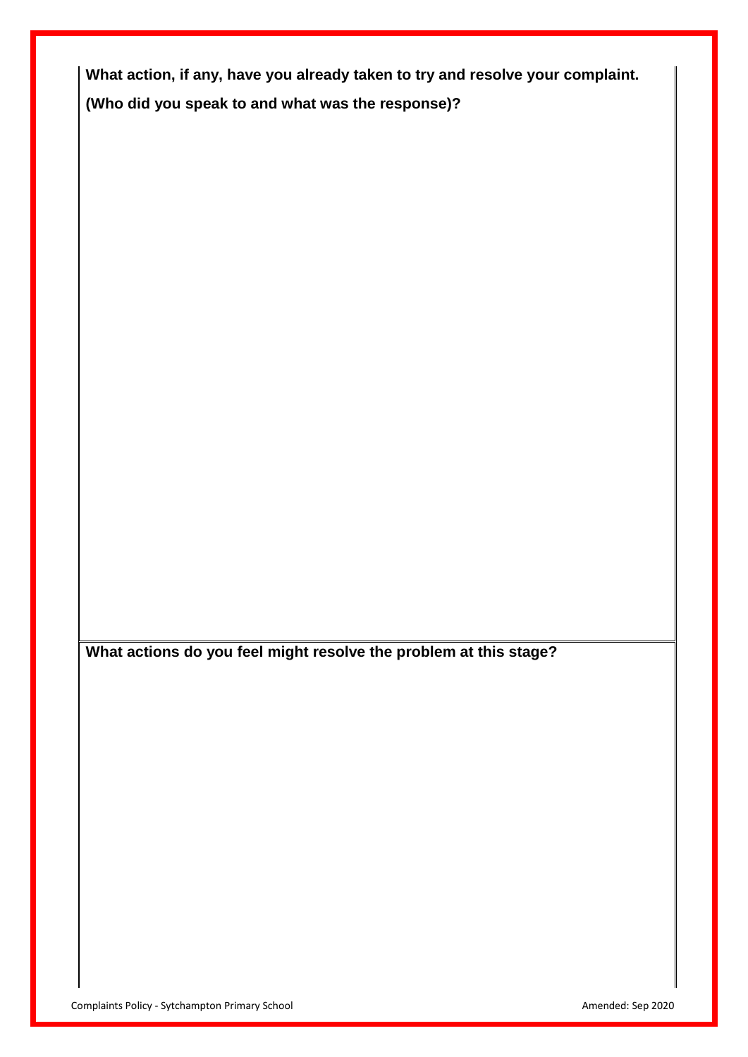**What action, if any, have you already taken to try and resolve your complaint. (Who did you speak to and what was the response)?**

**What actions do you feel might resolve the problem at this stage?**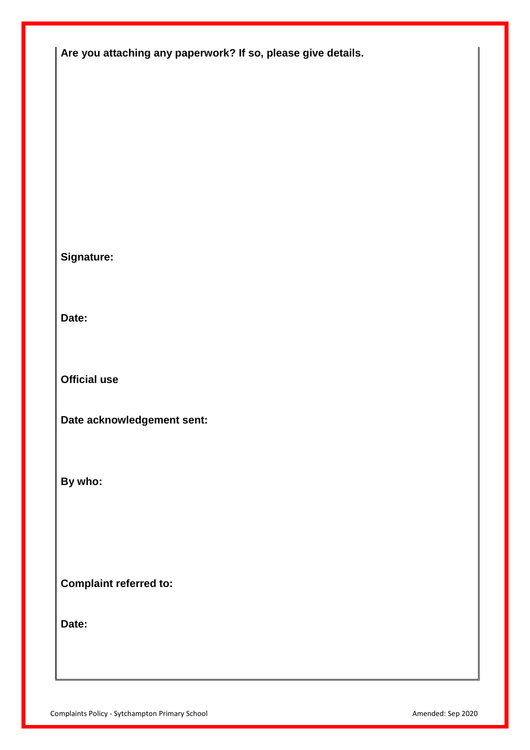**Are you attaching any paperwork? If so, please give details.**

**Signature:**

**Date:**

**Official use**

**Date acknowledgement sent:**

**By who:**

**Complaint referred to:**

**Date:**